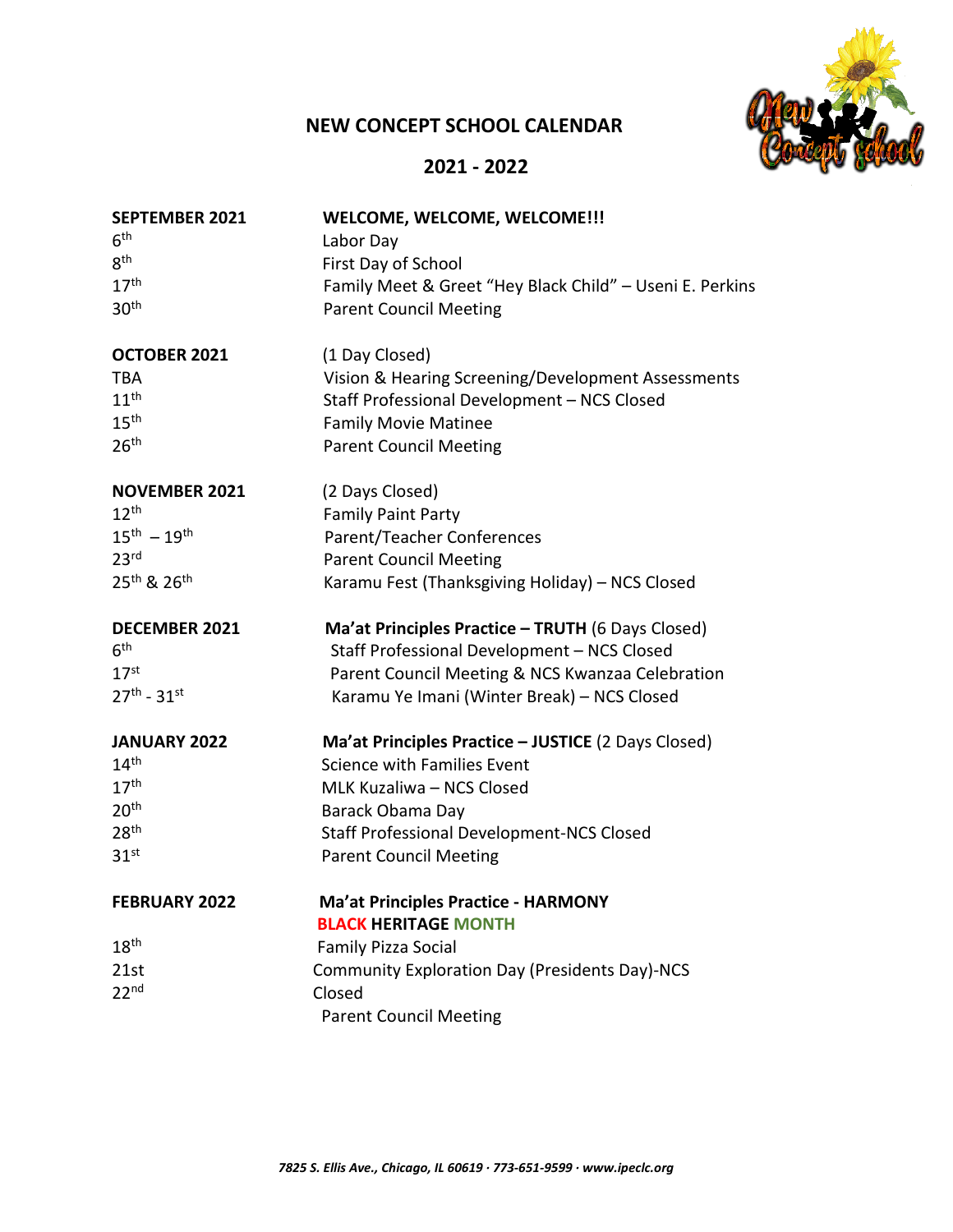# NEW CONCEPT SCHOOL CALENDAR

## 2021 - 2022

| | |
|---|---|
| **SEPTEMBER 2021** | **WELCOME, WELCOME, WELCOME!!!** |
| 6th | Labor Day |
| 8th | First Day of School |
| 17th | Family Meet & Greet "Hey Black Child" – Useni E. Perkins |
| 30th | Parent Council Meeting |
| | |
| **OCTOBER 2021** | (1 Day Closed) |
| TBA | Vision & Hearing Screening/Development Assessments |
| 11th | Staff Professional Development – NCS Closed |
| 15th | Family Movie Matinee |
| 26th | Parent Council Meeting |
| | |
| **NOVEMBER 2021** | (2 Days Closed) |
| 12th | Family Paint Party |
| 15th – 19th | Parent/Teacher Conferences |
| 23rd | Parent Council Meeting |
| 25th & 26th | Karamu Fest (Thanksgiving Holiday) – NCS Closed |
| | |
| **DECEMBER 2021** | **Ma'at Principles Practice – TRUTH** (6 Days Closed) |
| 6th | Staff Professional Development – NCS Closed |
| 17st | Parent Council Meeting & NCS Kwanzaa Celebration |
| 27th - 31st | Karamu Ye Imani (Winter Break) – NCS Closed |
| | |
| **JANUARY 2022** | **Ma'at Principles Practice – JUSTICE** (2 Days Closed) |
| 14th | Science with Families Event |
| 17th | MLK Kuzaliwa – NCS Closed |
| 20th | Barack Obama Day |
| 28th | Staff Professional Development-NCS Closed |
| 31st | Parent Council Meeting |
| | |
| **FEBRUARY 2022** | **Ma'at Principles Practice - HARMONY** |
| | **BLACK HERITAGE MONTH** |
| 18th | Family Pizza Social |
| 21st | Community Exploration Day (Presidents Day)-NCS Closed |
| 22nd | Parent Council Meeting |

*7825 S. Ellis Ave., Chicago, IL 60619 · 773-651-9599 · www.ipeclc.org*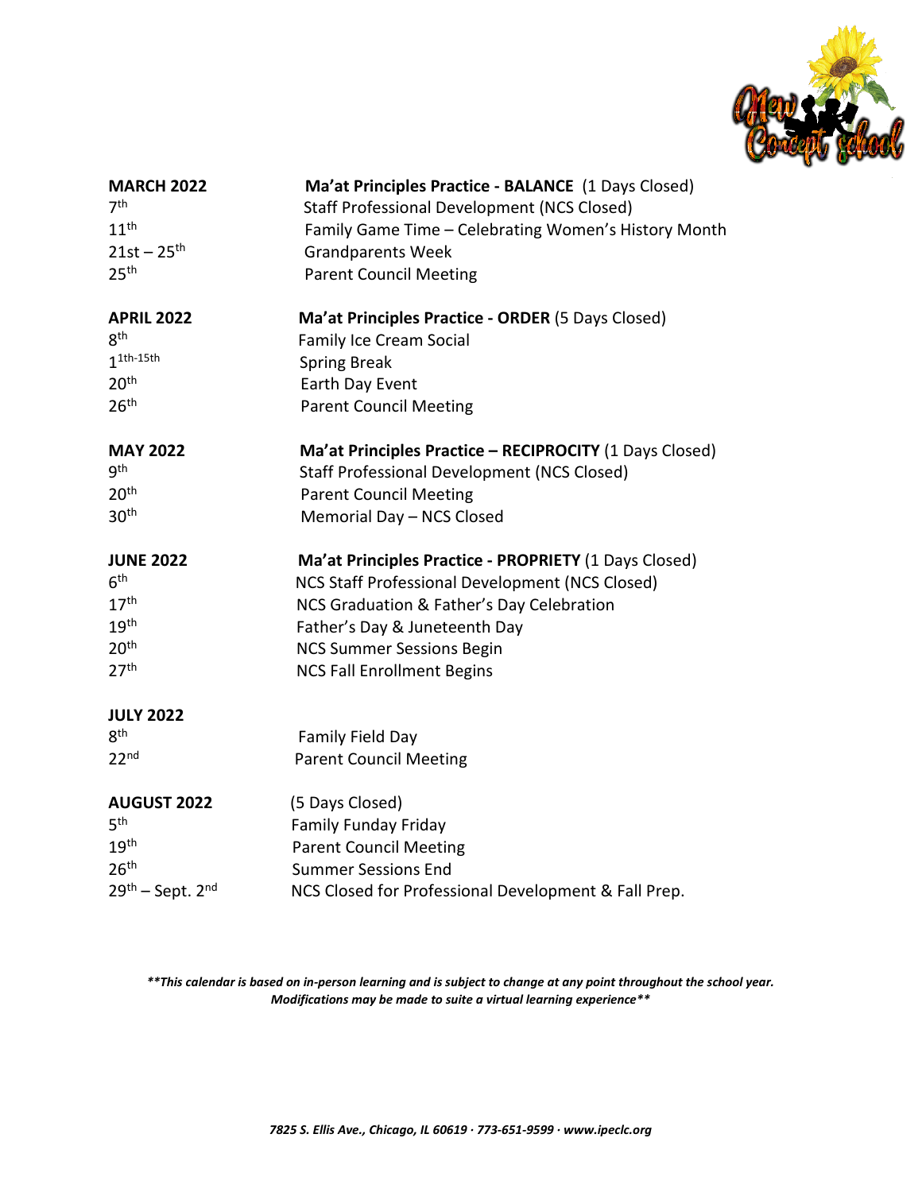**MARCH 2022** — **Ma'at Principles Practice - BALANCE** (1 Days Closed)

| | |
|---|---|
| 7th | Staff Professional Development (NCS Closed) |
| 11th | Family Game Time – Celebrating Women's History Month |
| 21st – 25th | Grandparents Week |
| 25th | Parent Council Meeting |

**APRIL 2022** — **Ma'at Principles Practice - ORDER** (5 Days Closed)

| | |
|---|---|
| 8th | Family Ice Cream Social |
| 11th-15th | Spring Break |
| 20th | Earth Day Event |
| 26th | Parent Council Meeting |

**MAY 2022** — **Ma'at Principles Practice – RECIPROCITY** (1 Days Closed)

| | |
|---|---|
| 9th | Staff Professional Development (NCS Closed) |
| 20th | Parent Council Meeting |
| 30th | Memorial Day – NCS Closed |

**JUNE 2022** — **Ma'at Principles Practice - PROPRIETY** (1 Days Closed)

| | |
|---|---|
| 6th | NCS Staff Professional Development (NCS Closed) |
| 17th | NCS Graduation & Father's Day Celebration |
| 19th | Father's Day & Juneteenth Day |
| 20th | NCS Summer Sessions Begin |
| 27th | NCS Fall Enrollment Begins |

**JULY 2022**

| | |
|---|---|
| 8th | Family Field Day |
| 22nd | Parent Council Meeting |

**AUGUST 2022** — (5 Days Closed)

| | |
|---|---|
| 5th | Family Funday Friday |
| 19th | Parent Council Meeting |
| 26th | Summer Sessions End |
| 29th – Sept. 2nd | NCS Closed for Professional Development & Fall Prep. |

***\*\*This calendar is based on in-person learning and is subject to change at any point throughout the school year. Modifications may be made to suite a virtual learning experience\*\****

*7825 S. Ellis Ave., Chicago, IL 60619 · 773-651-9599 · www.ipeclc.org*